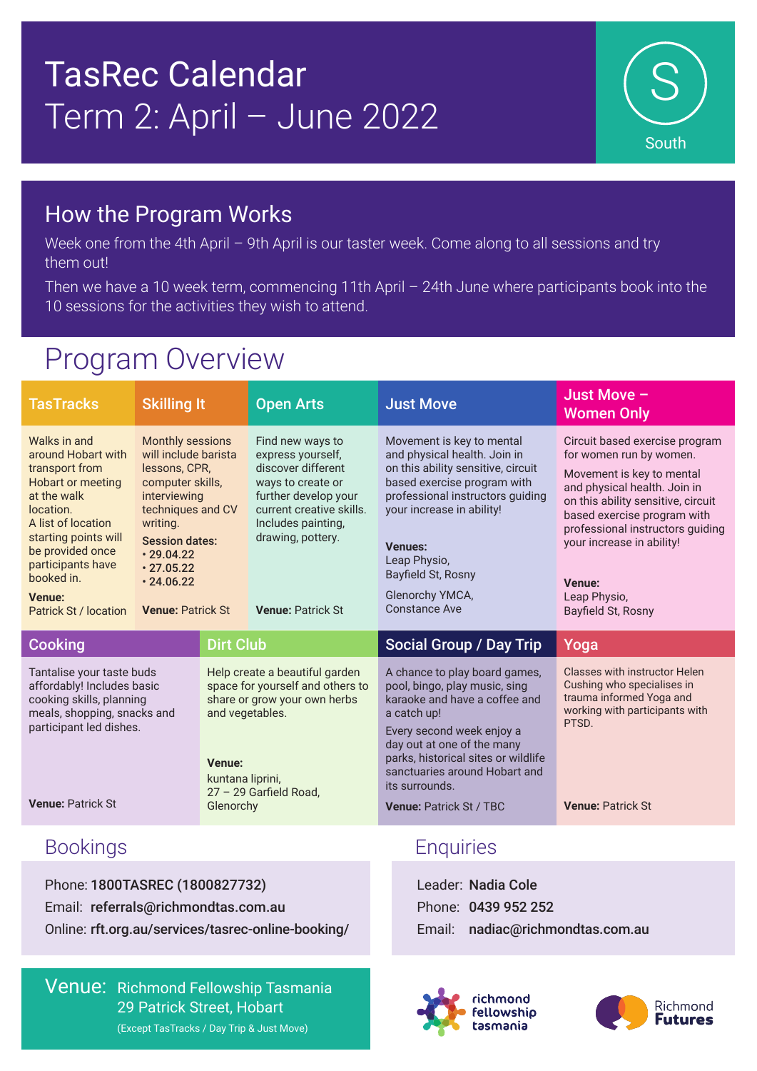# TasRec Calendar
## Term 2: April – June 2022

S
South

## How the Program Works

Week one from the 4th April – 9th April is our taster week. Come along to all sessions and try them out!

Then we have a 10 week term, commencing 11th April – 24th June where participants book into the 10 sessions for the activities they wish to attend.

# Program Overview

### TasTracks

Walks in and around Hobart with transport from Hobart or meeting at the walk location.
A list of location starting points will be provided once participants have booked in.

**Venue:** Patrick St / location

### Skilling It

Monthly sessions will include barista lessons, CPR, computer skills, interviewing techniques and CV writing.

**Session dates:**
- **29.04.22**
- **27.05.22**
- **24.06.22**

**Venue:** Patrick St

### Open Arts

Find new ways to express yourself, discover different ways to create or further develop your current creative skills. Includes painting, drawing, pottery.

**Venue:** Patrick St

### Just Move

Movement is key to mental and physical health. Join in on this ability sensitive, circuit based exercise program with professional instructors guiding your increase in ability!

**Venues:**
Leap Physio,
Bayfield St, Rosny

Glenorchy YMCA,
Constance Ave

### Just Move – Women Only

Circuit based exercise program for women run by women.

Movement is key to mental and physical health. Join in on this ability sensitive, circuit based exercise program with professional instructors guiding your increase in ability!

**Venue:**
Leap Physio,
Bayfield St, Rosny

### Cooking

Tantalise your taste buds affordably! Includes basic cooking skills, planning meals, shopping, snacks and participant led dishes.

**Venue:** Patrick St

### Dirt Club

Help create a beautiful garden space for yourself and others to share or grow your own herbs and vegetables.

**Venue:**
kuntana liprini,
27 – 29 Garfield Road,
Glenorchy

### Social Group / Day Trip

A chance to play board games, pool, bingo, play music, sing karaoke and have a coffee and a catch up!

Every second week enjoy a day out at one of the many parks, historical sites or wildlife sanctuaries around Hobart and its surrounds.

**Venue:** Patrick St / TBC

### Yoga

Classes with instructor Helen Cushing who specialises in trauma informed Yoga and working with participants with PTSD.

**Venue:** Patrick St

## Bookings

Phone: **1800TASREC (1800827732)**
Email: **referrals@richmondtas.com.au**
Online: **rft.org.au/services/tasrec-online-booking/**

## Enquiries

Leader: **Nadia Cole**
Phone: **0439 952 252**
Email: **nadiac@richmondtas.com.au**

**Venue:** Richmond Fellowship Tasmania
29 Patrick Street, Hobart
(Except TasTracks / Day Trip & Just Move)

richmond fellowship tasmania

Richmond Futures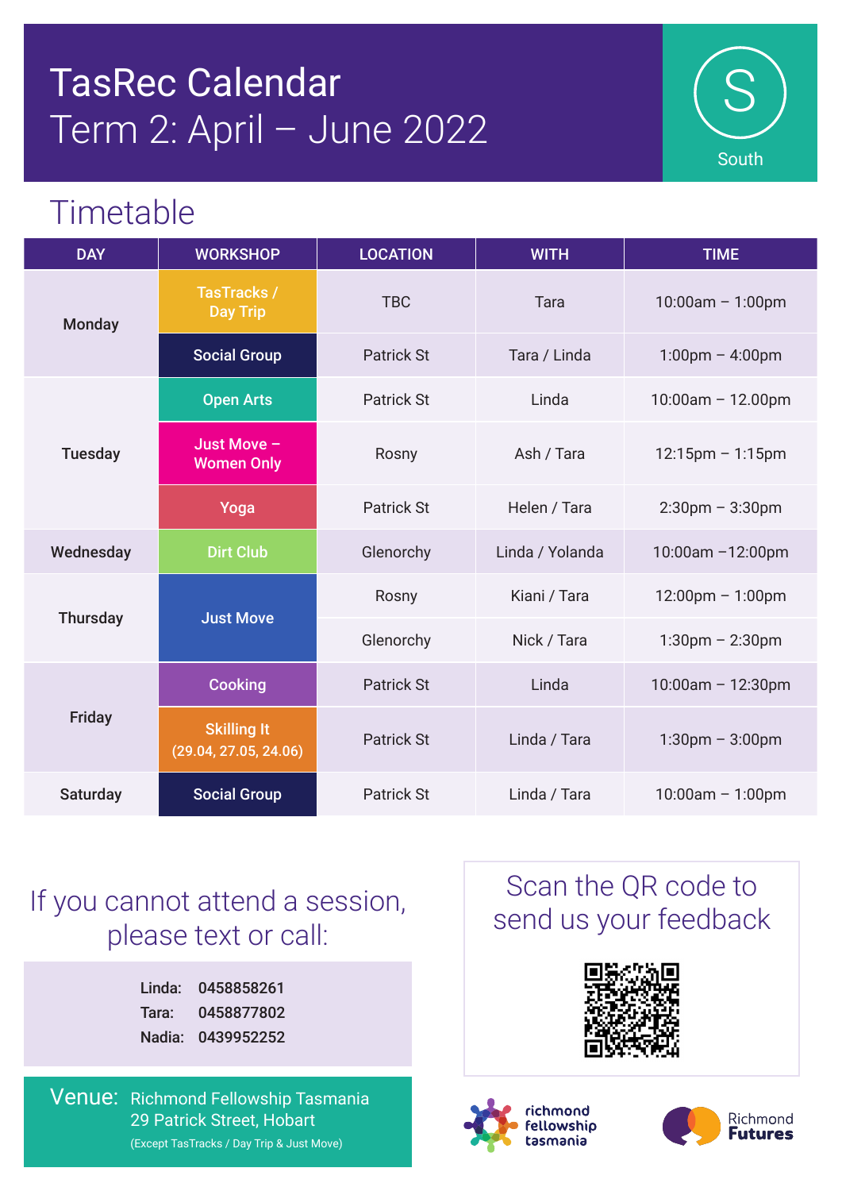# TasRec Calendar
## Term 2: April – June 2022

S
South

## Timetable

| DAY | WORKSHOP | LOCATION | WITH | TIME |
|---|---|---|---|---|
| Monday | TasTracks / Day Trip | TBC | Tara | 10:00am – 1:00pm |
| | Social Group | Patrick St | Tara / Linda | 1:00pm – 4:00pm |
| Tuesday | Open Arts | Patrick St | Linda | 10:00am – 12.00pm |
| | Just Move – Women Only | Rosny | Ash / Tara | 12:15pm – 1:15pm |
| | Yoga | Patrick St | Helen / Tara | 2:30pm – 3:30pm |
| Wednesday | Dirt Club | Glenorchy | Linda / Yolanda | 10:00am –12:00pm |
| Thursday | Just Move | Rosny | Kiani / Tara | 12:00pm – 1:00pm |
| | | Glenorchy | Nick / Tara | 1:30pm – 2:30pm |
| Friday | Cooking | Patrick St | Linda | 10:00am – 12:30pm |
| | Skilling It (29.04, 27.05, 24.06) | Patrick St | Linda / Tara | 1:30pm – 3:00pm |
| Saturday | Social Group | Patrick St | Linda / Tara | 10:00am – 1:00pm |

## If you cannot attend a session, please text or call:

**Linda:** 0458858261
**Tara:** 0458877802
**Nadia:** 0439952252

**Venue:** Richmond Fellowship Tasmania
29 Patrick Street, Hobart
(Except TasTracks / Day Trip & Just Move)

## Scan the QR code to send us your feedback

richmond fellowship tasmania

Richmond Futures